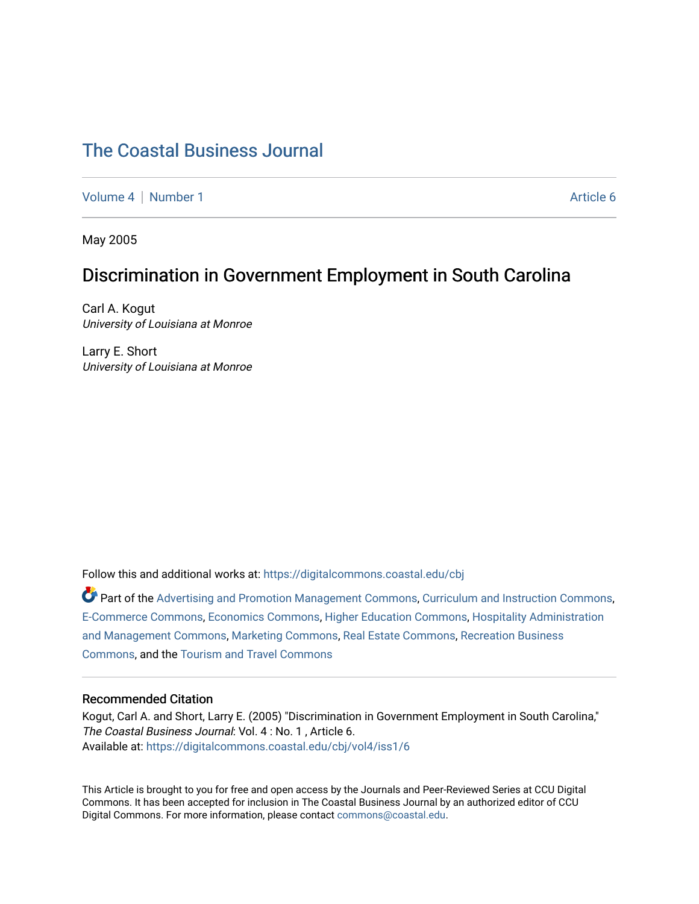# The Coastal Business Journal

Volume 4 | Number 1 Article 6

May 2005

## Discrimination in Government Employment in South Carolina

Carl A. Kogut
*University of Louisiana at Monroe*

Larry E. Short
*University of Louisiana at Monroe*

Follow this and additional works at: https://digitalcommons.coastal.edu/cbj

Part of the Advertising and Promotion Management Commons, Curriculum and Instruction Commons, E-Commerce Commons, Economics Commons, Higher Education Commons, Hospitality Administration and Management Commons, Marketing Commons, Real Estate Commons, Recreation Business Commons, and the Tourism and Travel Commons

### Recommended Citation

Kogut, Carl A. and Short, Larry E. (2005) "Discrimination in Government Employment in South Carolina," *The Coastal Business Journal*: Vol. 4 : No. 1 , Article 6.
Available at: https://digitalcommons.coastal.edu/cbj/vol4/iss1/6

This Article is brought to you for free and open access by the Journals and Peer-Reviewed Series at CCU Digital Commons. It has been accepted for inclusion in The Coastal Business Journal by an authorized editor of CCU Digital Commons. For more information, please contact commons@coastal.edu.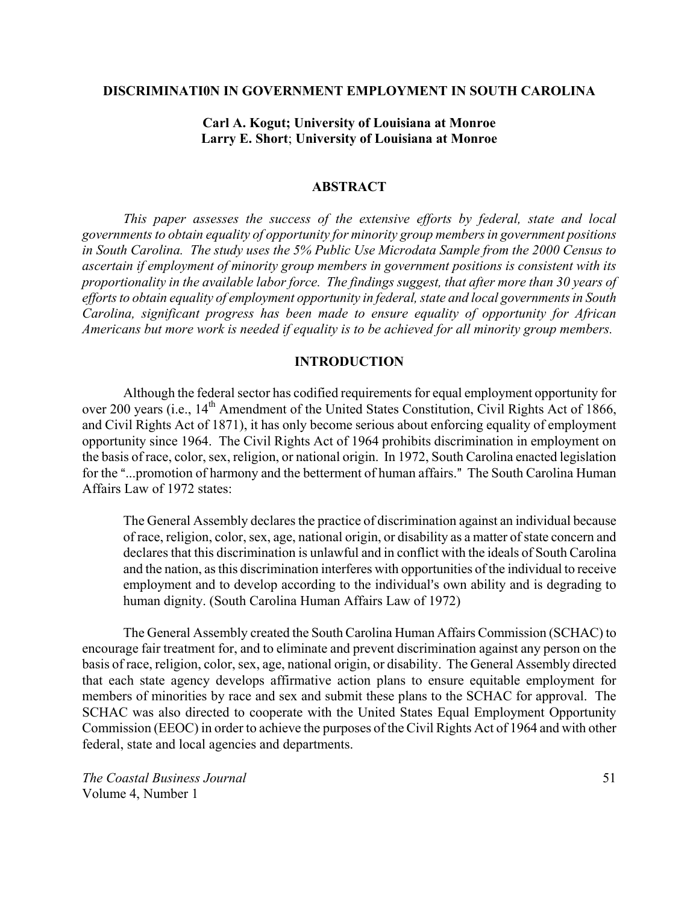**DISCRIMINATI0N IN GOVERNMENT EMPLOYMENT IN SOUTH CAROLINA**

**Carl A. Kogut; University of Louisiana at Monroe**
**Larry E. Short; University of Louisiana at Monroe**

## ABSTRACT

*This paper assesses the success of the extensive efforts by federal, state and local governments to obtain equality of opportunity for minority group members in government positions in South Carolina. The study uses the 5% Public Use Microdata Sample from the 2000 Census to ascertain if employment of minority group members in government positions is consistent with its proportionality in the available labor force. The findings suggest, that after more than 30 years of efforts to obtain equality of employment opportunity in federal, state and local governments in South Carolina, significant progress has been made to ensure equality of opportunity for African Americans but more work is needed if equality is to be achieved for all minority group members.*

## INTRODUCTION

Although the federal sector has codified requirements for equal employment opportunity for over 200 years (i.e., 14th Amendment of the United States Constitution, Civil Rights Act of 1866, and Civil Rights Act of 1871), it has only become serious about enforcing equality of employment opportunity since 1964. The Civil Rights Act of 1964 prohibits discrimination in employment on the basis of race, color, sex, religion, or national origin. In 1972, South Carolina enacted legislation for the "...promotion of harmony and the betterment of human affairs." The South Carolina Human Affairs Law of 1972 states:

> The General Assembly declares the practice of discrimination against an individual because of race, religion, color, sex, age, national origin, or disability as a matter of state concern and declares that this discrimination is unlawful and in conflict with the ideals of South Carolina and the nation, as this discrimination interferes with opportunities of the individual to receive employment and to develop according to the individual's own ability and is degrading to human dignity. (South Carolina Human Affairs Law of 1972)

The General Assembly created the South Carolina Human Affairs Commission (SCHAC) to encourage fair treatment for, and to eliminate and prevent discrimination against any person on the basis of race, religion, color, sex, age, national origin, or disability. The General Assembly directed that each state agency develops affirmative action plans to ensure equitable employment for members of minorities by race and sex and submit these plans to the SCHAC for approval. The SCHAC was also directed to cooperate with the United States Equal Employment Opportunity Commission (EEOC) in order to achieve the purposes of the Civil Rights Act of 1964 and with other federal, state and local agencies and departments.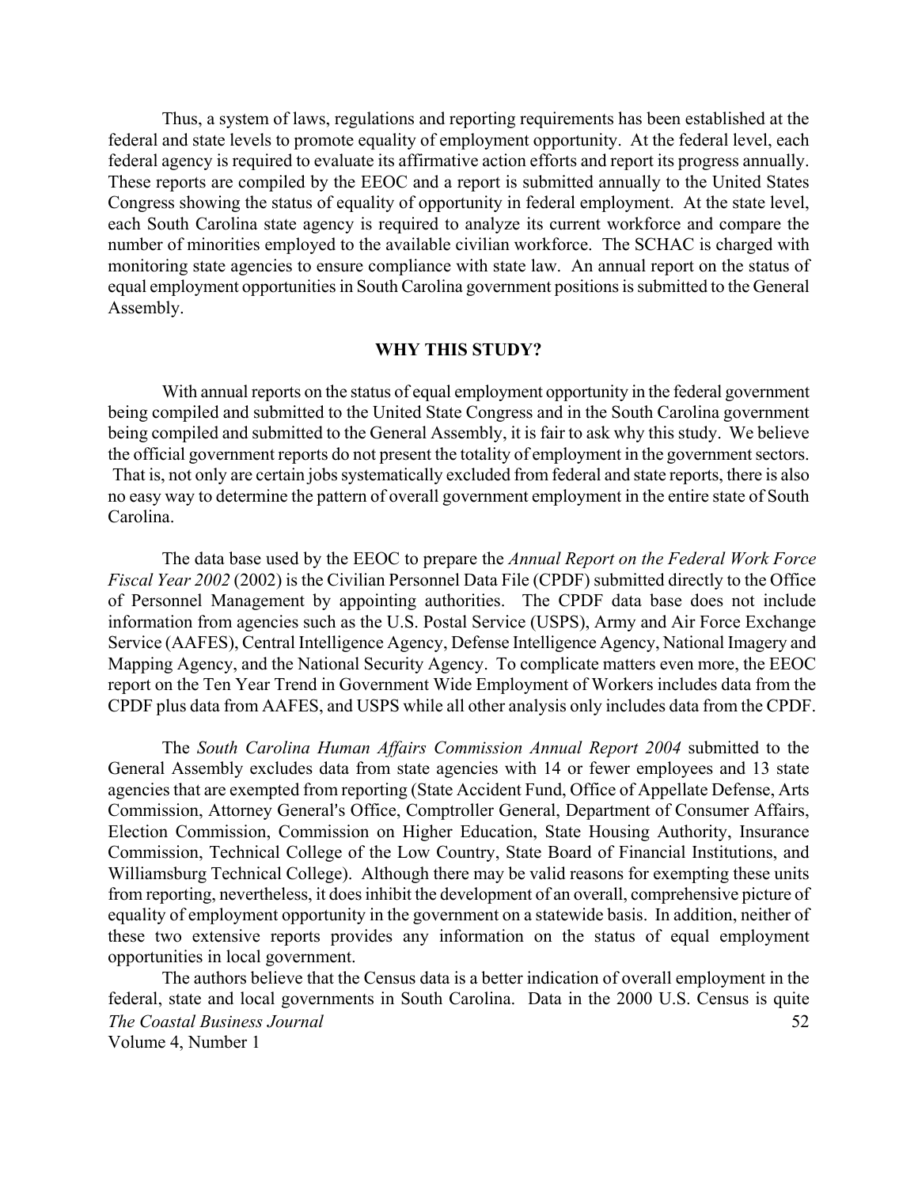Thus, a system of laws, regulations and reporting requirements has been established at the federal and state levels to promote equality of employment opportunity. At the federal level, each federal agency is required to evaluate its affirmative action efforts and report its progress annually. These reports are compiled by the EEOC and a report is submitted annually to the United States Congress showing the status of equality of opportunity in federal employment. At the state level, each South Carolina state agency is required to analyze its current workforce and compare the number of minorities employed to the available civilian workforce. The SCHAC is charged with monitoring state agencies to ensure compliance with state law. An annual report on the status of equal employment opportunities in South Carolina government positions is submitted to the General Assembly.

## WHY THIS STUDY?

With annual reports on the status of equal employment opportunity in the federal government being compiled and submitted to the United State Congress and in the South Carolina government being compiled and submitted to the General Assembly, it is fair to ask why this study. We believe the official government reports do not present the totality of employment in the government sectors. That is, not only are certain jobs systematically excluded from federal and state reports, there is also no easy way to determine the pattern of overall government employment in the entire state of South Carolina.

The data base used by the EEOC to prepare the *Annual Report on the Federal Work Force Fiscal Year 2002* (2002) is the Civilian Personnel Data File (CPDF) submitted directly to the Office of Personnel Management by appointing authorities. The CPDF data base does not include information from agencies such as the U.S. Postal Service (USPS), Army and Air Force Exchange Service (AAFES), Central Intelligence Agency, Defense Intelligence Agency, National Imagery and Mapping Agency, and the National Security Agency. To complicate matters even more, the EEOC report on the Ten Year Trend in Government Wide Employment of Workers includes data from the CPDF plus data from AAFES, and USPS while all other analysis only includes data from the CPDF.

The *South Carolina Human Affairs Commission Annual Report 2004* submitted to the General Assembly excludes data from state agencies with 14 or fewer employees and 13 state agencies that are exempted from reporting (State Accident Fund, Office of Appellate Defense, Arts Commission, Attorney General's Office, Comptroller General, Department of Consumer Affairs, Election Commission, Commission on Higher Education, State Housing Authority, Insurance Commission, Technical College of the Low Country, State Board of Financial Institutions, and Williamsburg Technical College). Although there may be valid reasons for exempting these units from reporting, nevertheless, it does inhibit the development of an overall, comprehensive picture of equality of employment opportunity in the government on a statewide basis. In addition, neither of these two extensive reports provides any information on the status of equal employment opportunities in local government.

The authors believe that the Census data is a better indication of overall employment in the federal, state and local governments in South Carolina. Data in the 2000 U.S. Census is quite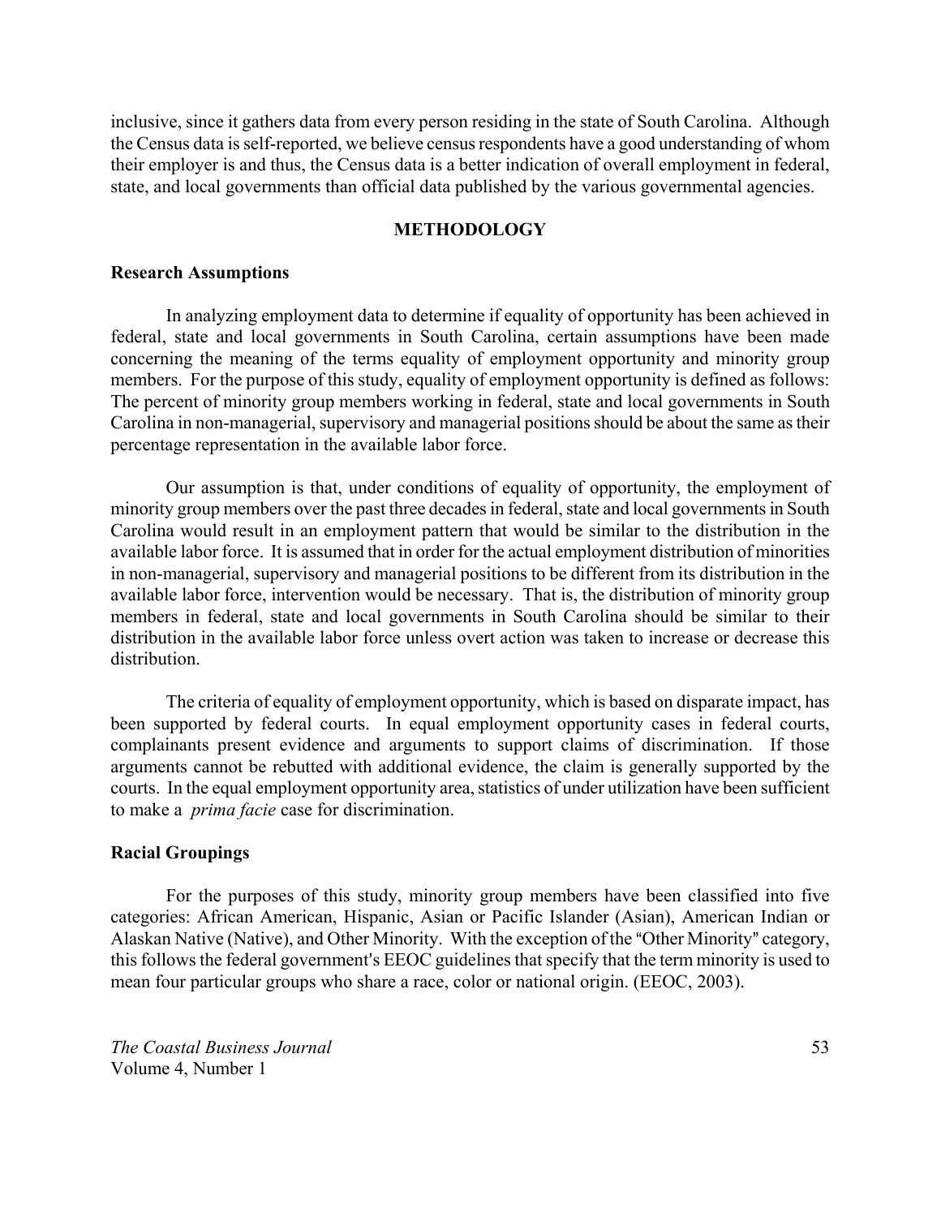inclusive, since it gathers data from every person residing in the state of South Carolina. Although the Census data is self-reported, we believe census respondents have a good understanding of whom their employer is and thus, the Census data is a better indication of overall employment in federal, state, and local governments than official data published by the various governmental agencies.

## METHODOLOGY

### Research Assumptions

In analyzing employment data to determine if equality of opportunity has been achieved in federal, state and local governments in South Carolina, certain assumptions have been made concerning the meaning of the terms equality of employment opportunity and minority group members. For the purpose of this study, equality of employment opportunity is defined as follows: The percent of minority group members working in federal, state and local governments in South Carolina in non-managerial, supervisory and managerial positions should be about the same as their percentage representation in the available labor force.

Our assumption is that, under conditions of equality of opportunity, the employment of minority group members over the past three decades in federal, state and local governments in South Carolina would result in an employment pattern that would be similar to the distribution in the available labor force. It is assumed that in order for the actual employment distribution of minorities in non-managerial, supervisory and managerial positions to be different from its distribution in the available labor force, intervention would be necessary. That is, the distribution of minority group members in federal, state and local governments in South Carolina should be similar to their distribution in the available labor force unless overt action was taken to increase or decrease this distribution.

The criteria of equality of employment opportunity, which is based on disparate impact, has been supported by federal courts. In equal employment opportunity cases in federal courts, complainants present evidence and arguments to support claims of discrimination. If those arguments cannot be rebutted with additional evidence, the claim is generally supported by the courts. In the equal employment opportunity area, statistics of under utilization have been sufficient to make a *prima facie* case for discrimination.

### Racial Groupings

For the purposes of this study, minority group members have been classified into five categories: African American, Hispanic, Asian or Pacific Islander (Asian), American Indian or Alaskan Native (Native), and Other Minority. With the exception of the "Other Minority" category, this follows the federal government's EEOC guidelines that specify that the term minority is used to mean four particular groups who share a race, color or national origin. (EEOC, 2003).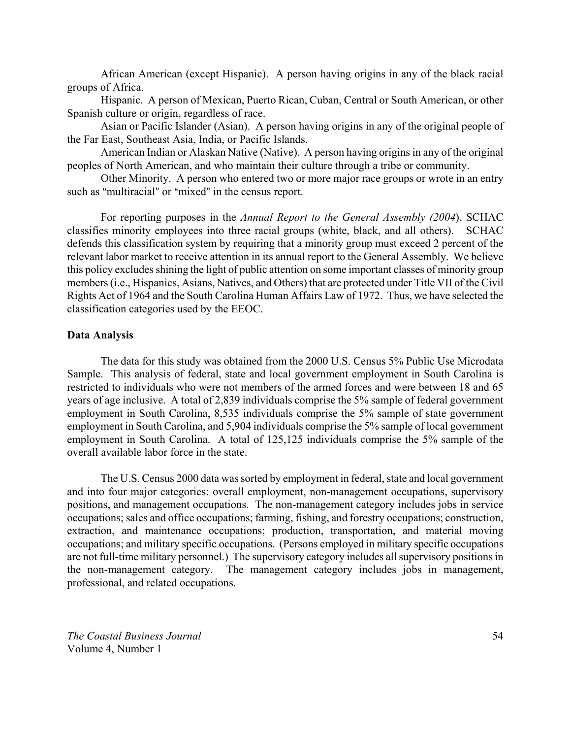African American (except Hispanic). A person having origins in any of the black racial groups of Africa.

Hispanic. A person of Mexican, Puerto Rican, Cuban, Central or South American, or other Spanish culture or origin, regardless of race.

Asian or Pacific Islander (Asian). A person having origins in any of the original people of the Far East, Southeast Asia, India, or Pacific Islands.

American Indian or Alaskan Native (Native). A person having origins in any of the original peoples of North American, and who maintain their culture through a tribe or community.

Other Minority. A person who entered two or more major race groups or wrote in an entry such as "multiracial" or "mixed" in the census report.

For reporting purposes in the *Annual Report to the General Assembly (2004*), SCHAC classifies minority employees into three racial groups (white, black, and all others). SCHAC defends this classification system by requiring that a minority group must exceed 2 percent of the relevant labor market to receive attention in its annual report to the General Assembly. We believe this policy excludes shining the light of public attention on some important classes of minority group members (i.e., Hispanics, Asians, Natives, and Others) that are protected under Title VII of the Civil Rights Act of 1964 and the South Carolina Human Affairs Law of 1972. Thus, we have selected the classification categories used by the EEOC.

**Data Analysis**

The data for this study was obtained from the 2000 U.S. Census 5% Public Use Microdata Sample. This analysis of federal, state and local government employment in South Carolina is restricted to individuals who were not members of the armed forces and were between 18 and 65 years of age inclusive. A total of 2,839 individuals comprise the 5% sample of federal government employment in South Carolina, 8,535 individuals comprise the 5% sample of state government employment in South Carolina, and 5,904 individuals comprise the 5% sample of local government employment in South Carolina. A total of 125,125 individuals comprise the 5% sample of the overall available labor force in the state.

The U.S. Census 2000 data was sorted by employment in federal, state and local government and into four major categories: overall employment, non-management occupations, supervisory positions, and management occupations. The non-management category includes jobs in service occupations; sales and office occupations; farming, fishing, and forestry occupations; construction, extraction, and maintenance occupations; production, transportation, and material moving occupations; and military specific occupations. (Persons employed in military specific occupations are not full-time military personnel.) The supervisory category includes all supervisory positions in the non-management category. The management category includes jobs in management, professional, and related occupations.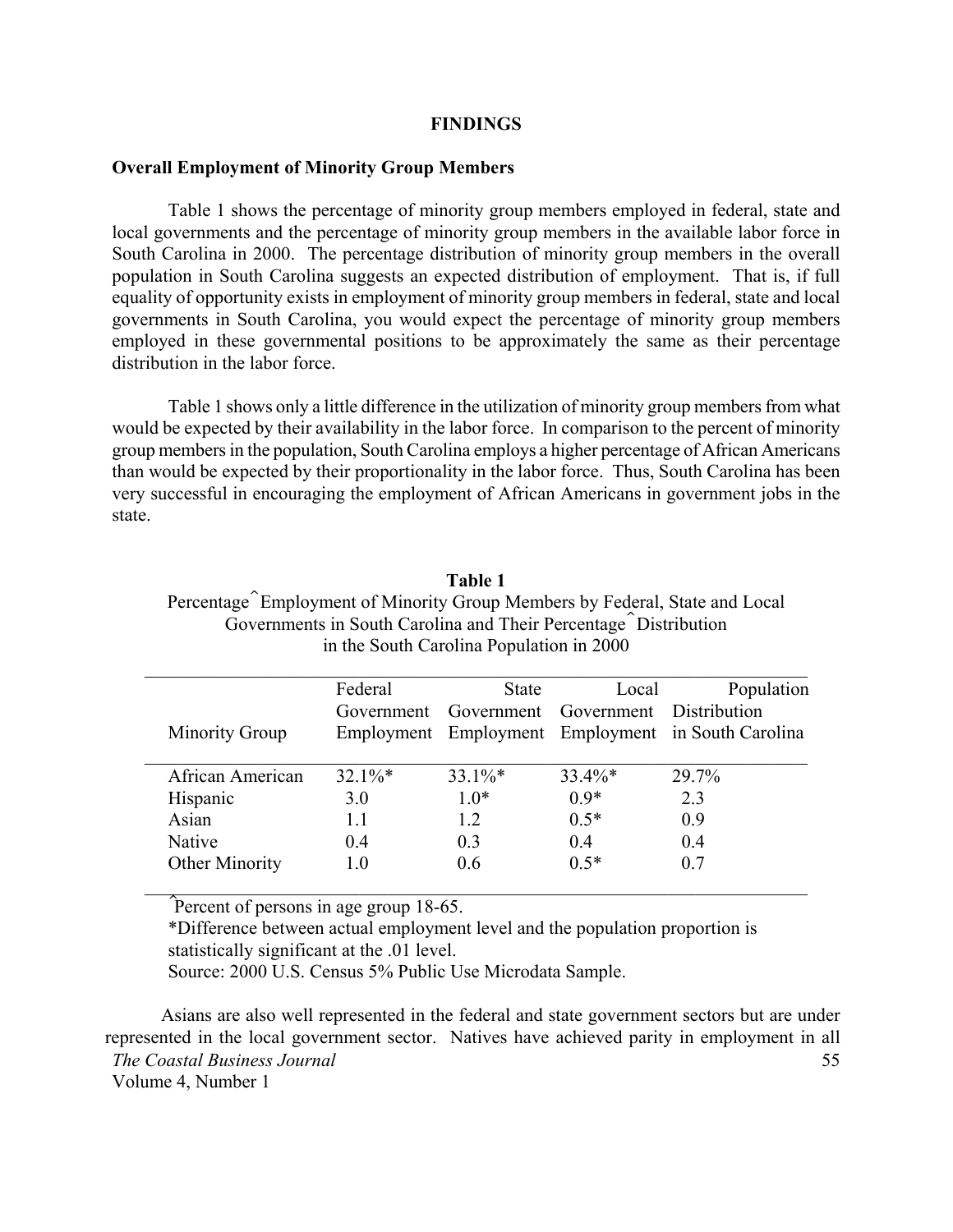## FINDINGS

### Overall Employment of Minority Group Members

Table 1 shows the percentage of minority group members employed in federal, state and local governments and the percentage of minority group members in the available labor force in South Carolina in 2000. The percentage distribution of minority group members in the overall population in South Carolina suggests an expected distribution of employment. That is, if full equality of opportunity exists in employment of minority group members in federal, state and local governments in South Carolina, you would expect the percentage of minority group members employed in these governmental positions to be approximately the same as their percentage distribution in the labor force.

Table 1 shows only a little difference in the utilization of minority group members from what would be expected by their availability in the labor force. In comparison to the percent of minority group members in the population, South Carolina employs a higher percentage of African Americans than would be expected by their proportionality in the labor force. Thus, South Carolina has been very successful in encouraging the employment of African Americans in government jobs in the state.

**Table 1**

Percentage^ Employment of Minority Group Members by Federal, State and Local Governments in South Carolina and Their Percentage^ Distribution in the South Carolina Population in 2000

| Minority Group | Federal Government Employment | State Government Employment | Local Government Employment | Population Distribution in South Carolina |
|---|---|---|---|---|
| African American | 32.1%* | 33.1%* | 33.4%* | 29.7% |
| Hispanic | 3.0 | 1.0* | 0.9* | 2.3 |
| Asian | 1.1 | 1.2 | 0.5* | 0.9 |
| Native | 0.4 | 0.3 | 0.4 | 0.4 |
| Other Minority | 1.0 | 0.6 | 0.5* | 0.7 |

^Percent of persons in age group 18-65.
*Difference between actual employment level and the population proportion is statistically significant at the .01 level.
Source: 2000 U.S. Census 5% Public Use Microdata Sample.

Asians are also well represented in the federal and state government sectors but are under represented in the local government sector. Natives have achieved parity in employment in all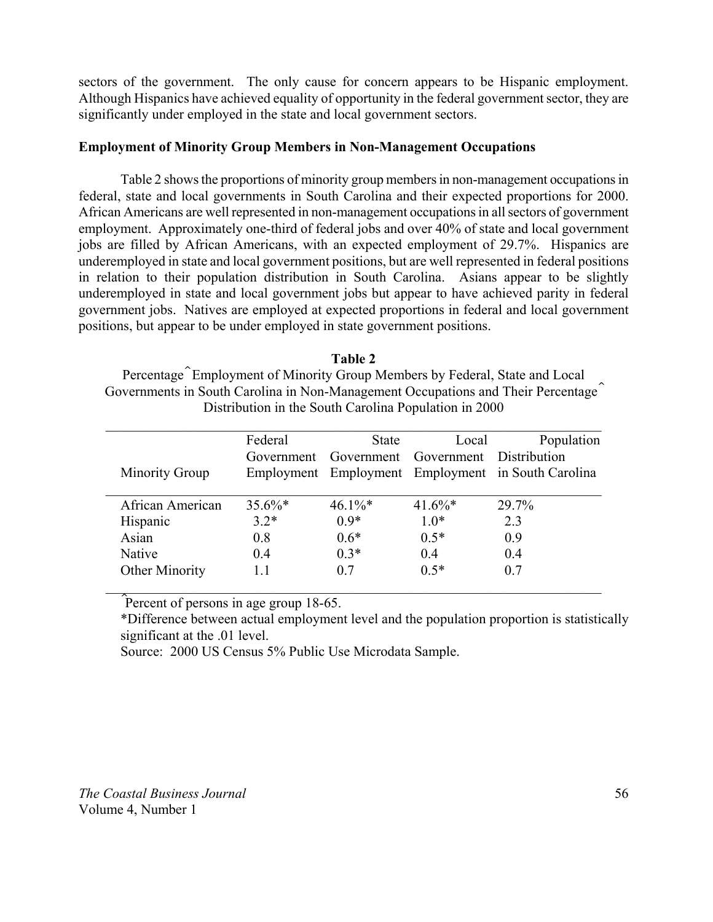sectors of the government. The only cause for concern appears to be Hispanic employment. Although Hispanics have achieved equality of opportunity in the federal government sector, they are significantly under employed in the state and local government sectors.

**Employment of Minority Group Members in Non-Management Occupations**

Table 2 shows the proportions of minority group members in non-management occupations in federal, state and local governments in South Carolina and their expected proportions for 2000. African Americans are well represented in non-management occupations in all sectors of government employment. Approximately one-third of federal jobs and over 40% of state and local government jobs are filled by African Americans, with an expected employment of 29.7%. Hispanics are underemployed in state and local government positions, but are well represented in federal positions in relation to their population distribution in South Carolina. Asians appear to be slightly underemployed in state and local government jobs but appear to have achieved parity in federal government jobs. Natives are employed at expected proportions in federal and local government positions, but appear to be under employed in state government positions.

**Table 2**

Percentage^ Employment of Minority Group Members by Federal, State and Local Governments in South Carolina in Non-Management Occupations and Their Percentage^ Distribution in the South Carolina Population in 2000

| Minority Group | Federal Government Employment | State Government Employment | Local Government Employment | Population Distribution in South Carolina |
|---|---|---|---|---|
| African American | 35.6%* | 46.1%* | 41.6%* | 29.7% |
| Hispanic | 3.2* | 0.9* | 1.0* | 2.3 |
| Asian | 0.8 | 0.6* | 0.5* | 0.9 |
| Native | 0.4 | 0.3* | 0.4 | 0.4 |
| Other Minority | 1.1 | 0.7 | 0.5* | 0.7 |

^Percent of persons in age group 18-65.

*Difference between actual employment level and the population proportion is statistically significant at the .01 level.

Source: 2000 US Census 5% Public Use Microdata Sample.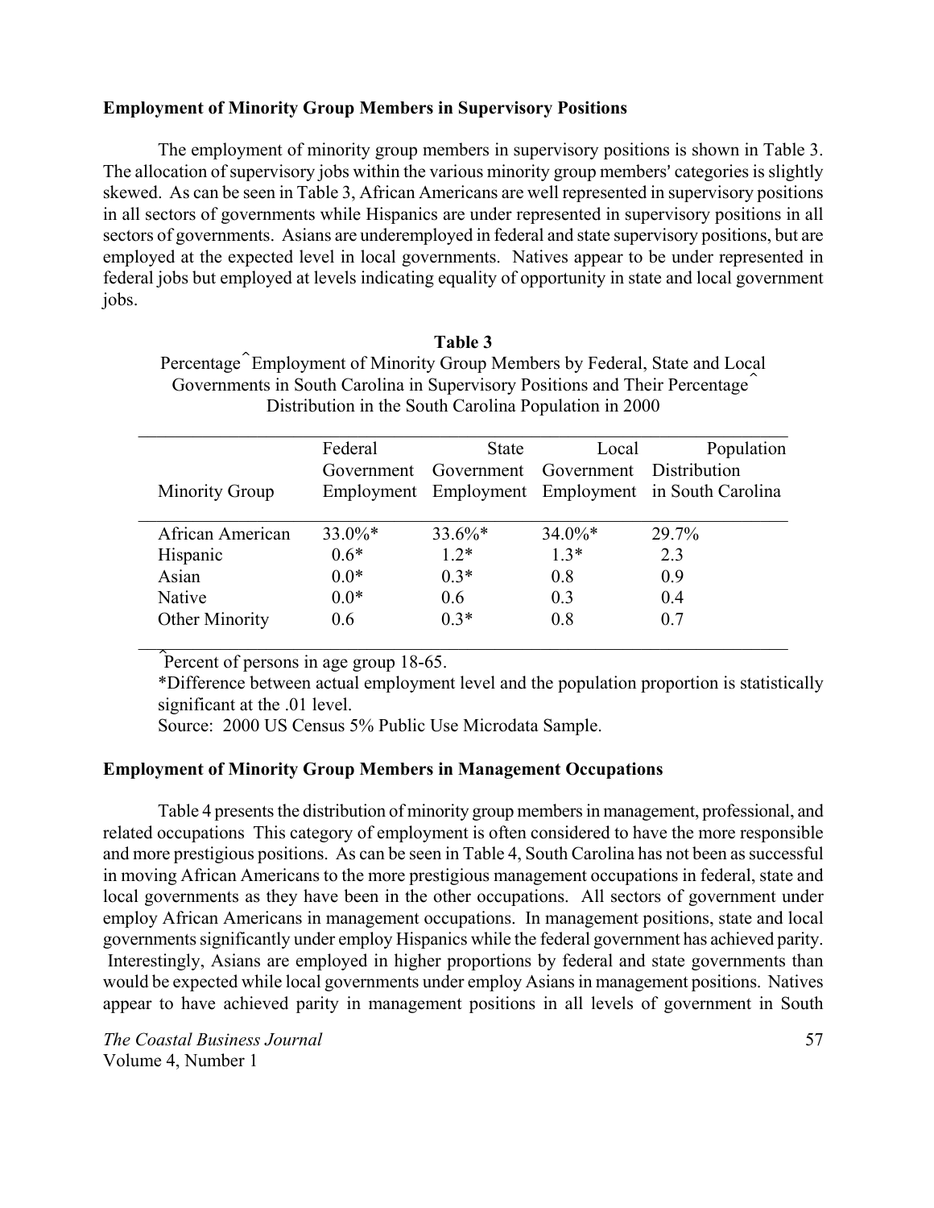**Employment of Minority Group Members in Supervisory Positions**

The employment of minority group members in supervisory positions is shown in Table 3. The allocation of supervisory jobs within the various minority group members' categories is slightly skewed. As can be seen in Table 3, African Americans are well represented in supervisory positions in all sectors of governments while Hispanics are under represented in supervisory positions in all sectors of governments. Asians are underemployed in federal and state supervisory positions, but are employed at the expected level in local governments. Natives appear to be under represented in federal jobs but employed at levels indicating equality of opportunity in state and local government jobs.

**Table 3**

Percentage^ Employment of Minority Group Members by Federal, State and Local Governments in South Carolina in Supervisory Positions and Their Percentage^ Distribution in the South Carolina Population in 2000

| Minority Group | Federal Government Employment | State Government Employment | Local Government Employment | Population Distribution in South Carolina |
|---|---|---|---|---|
| African American | 33.0%* | 33.6%* | 34.0%* | 29.7% |
| Hispanic | 0.6* | 1.2* | 1.3* | 2.3 |
| Asian | 0.0* | 0.3* | 0.8 | 0.9 |
| Native | 0.0* | 0.6 | 0.3 | 0.4 |
| Other Minority | 0.6 | 0.3* | 0.8 | 0.7 |

^Percent of persons in age group 18-65.
*Difference between actual employment level and the population proportion is statistically significant at the .01 level.
Source: 2000 US Census 5% Public Use Microdata Sample.

**Employment of Minority Group Members in Management Occupations**

Table 4 presents the distribution of minority group members in management, professional, and related occupations This category of employment is often considered to have the more responsible and more prestigious positions. As can be seen in Table 4, South Carolina has not been as successful in moving African Americans to the more prestigious management occupations in federal, state and local governments as they have been in the other occupations. All sectors of government under employ African Americans in management occupations. In management positions, state and local governments significantly under employ Hispanics while the federal government has achieved parity. Interestingly, Asians are employed in higher proportions by federal and state governments than would be expected while local governments under employ Asians in management positions. Natives appear to have achieved parity in management positions in all levels of government in South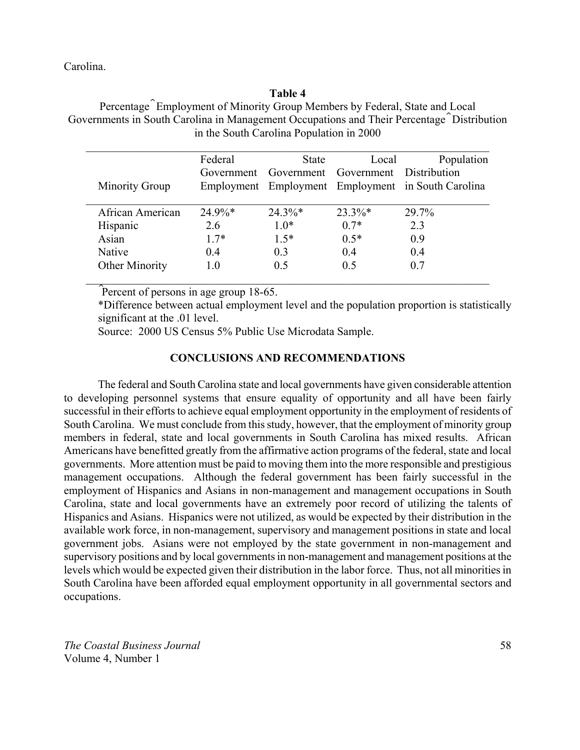Carolina.

**Table 4**

Percentage^ Employment of Minority Group Members by Federal, State and Local Governments in South Carolina in Management Occupations and Their Percentage^ Distribution in the South Carolina Population in 2000

| Minority Group | Federal Government Employment | State Government Employment | Local Government Employment | Population Distribution in South Carolina |
|---|---|---|---|---|
| African American | 24.9%* | 24.3%* | 23.3%* | 29.7% |
| Hispanic | 2.6 | 1.0* | 0.7* | 2.3 |
| Asian | 1.7* | 1.5* | 0.5* | 0.9 |
| Native | 0.4 | 0.3 | 0.4 | 0.4 |
| Other Minority | 1.0 | 0.5 | 0.5 | 0.7 |

^Percent of persons in age group 18-65.

*Difference between actual employment level and the population proportion is statistically significant at the .01 level.

Source: 2000 US Census 5% Public Use Microdata Sample.

## CONCLUSIONS AND RECOMMENDATIONS

The federal and South Carolina state and local governments have given considerable attention to developing personnel systems that ensure equality of opportunity and all have been fairly successful in their efforts to achieve equal employment opportunity in the employment of residents of South Carolina. We must conclude from this study, however, that the employment of minority group members in federal, state and local governments in South Carolina has mixed results. African Americans have benefitted greatly from the affirmative action programs of the federal, state and local governments. More attention must be paid to moving them into the more responsible and prestigious management occupations. Although the federal government has been fairly successful in the employment of Hispanics and Asians in non-management and management occupations in South Carolina, state and local governments have an extremely poor record of utilizing the talents of Hispanics and Asians. Hispanics were not utilized, as would be expected by their distribution in the available work force, in non-management, supervisory and management positions in state and local government jobs. Asians were not employed by the state government in non-management and supervisory positions and by local governments in non-management and management positions at the levels which would be expected given their distribution in the labor force. Thus, not all minorities in South Carolina have been afforded equal employment opportunity in all governmental sectors and occupations.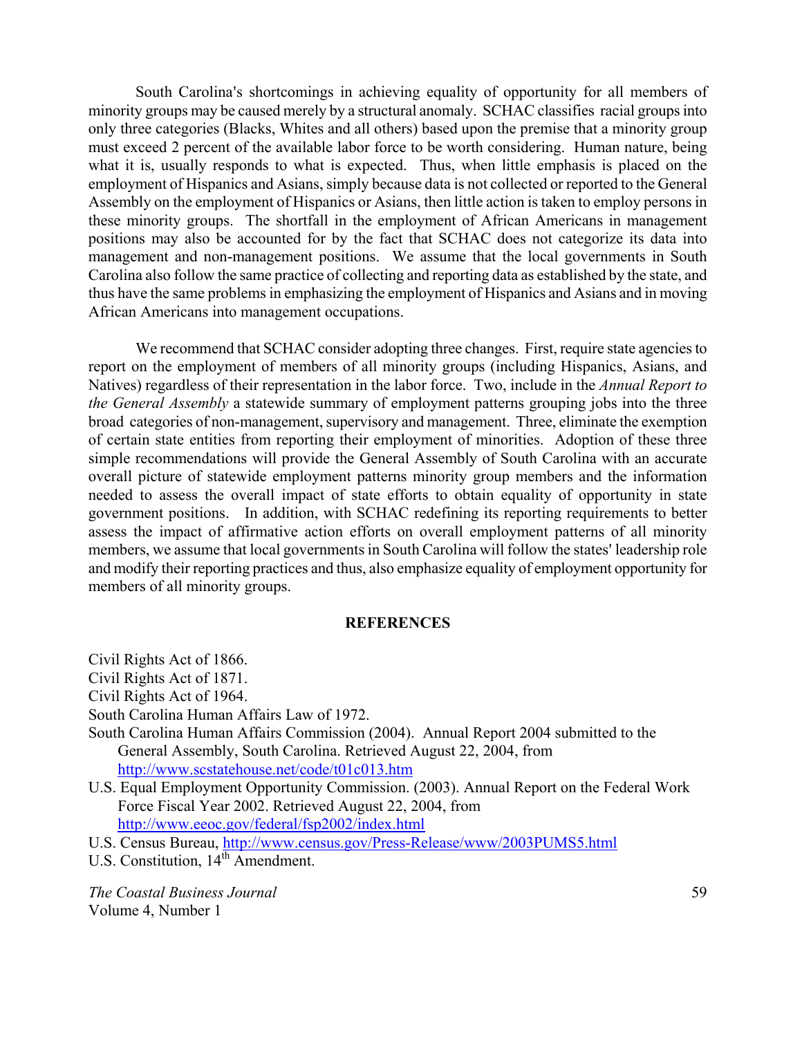South Carolina's shortcomings in achieving equality of opportunity for all members of minority groups may be caused merely by a structural anomaly. SCHAC classifies racial groups into only three categories (Blacks, Whites and all others) based upon the premise that a minority group must exceed 2 percent of the available labor force to be worth considering. Human nature, being what it is, usually responds to what is expected. Thus, when little emphasis is placed on the employment of Hispanics and Asians, simply because data is not collected or reported to the General Assembly on the employment of Hispanics or Asians, then little action is taken to employ persons in these minority groups. The shortfall in the employment of African Americans in management positions may also be accounted for by the fact that SCHAC does not categorize its data into management and non-management positions. We assume that the local governments in South Carolina also follow the same practice of collecting and reporting data as established by the state, and thus have the same problems in emphasizing the employment of Hispanics and Asians and in moving African Americans into management occupations.

We recommend that SCHAC consider adopting three changes. First, require state agencies to report on the employment of members of all minority groups (including Hispanics, Asians, and Natives) regardless of their representation in the labor force. Two, include in the *Annual Report to the General Assembly* a statewide summary of employment patterns grouping jobs into the three broad categories of non-management, supervisory and management. Three, eliminate the exemption of certain state entities from reporting their employment of minorities. Adoption of these three simple recommendations will provide the General Assembly of South Carolina with an accurate overall picture of statewide employment patterns minority group members and the information needed to assess the overall impact of state efforts to obtain equality of opportunity in state government positions. In addition, with SCHAC redefining its reporting requirements to better assess the impact of affirmative action efforts on overall employment patterns of all minority members, we assume that local governments in South Carolina will follow the states' leadership role and modify their reporting practices and thus, also emphasize equality of employment opportunity for members of all minority groups.

## REFERENCES

Civil Rights Act of 1866.

Civil Rights Act of 1871.

Civil Rights Act of 1964.

South Carolina Human Affairs Law of 1972.

South Carolina Human Affairs Commission (2004). Annual Report 2004 submitted to the General Assembly, South Carolina. Retrieved August 22, 2004, from http://www.scstatehouse.net/code/t01c013.htm

U.S. Equal Employment Opportunity Commission. (2003). Annual Report on the Federal Work Force Fiscal Year 2002. Retrieved August 22, 2004, from http://www.eeoc.gov/federal/fsp2002/index.html

U.S. Census Bureau, http://www.census.gov/Press-Release/www/2003PUMS5.html

U.S. Constitution, 14th Amendment.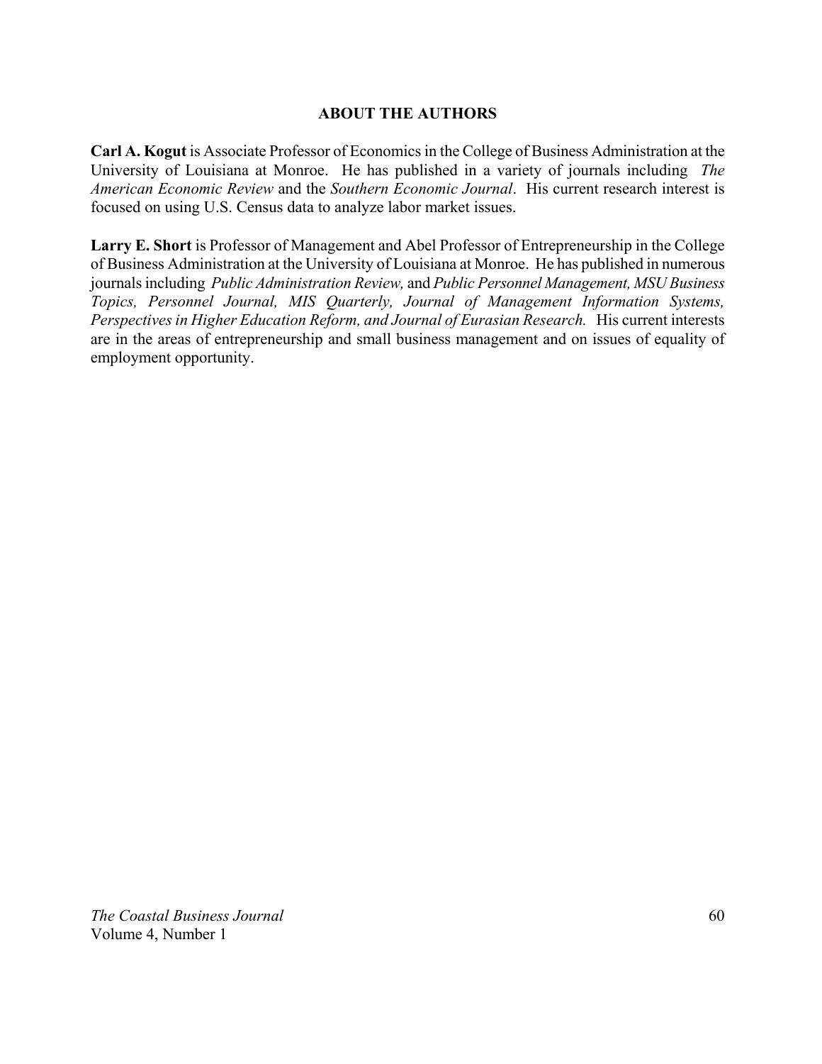## ABOUT THE AUTHORS

**Carl A. Kogut** is Associate Professor of Economics in the College of Business Administration at the University of Louisiana at Monroe. He has published in a variety of journals including *The American Economic Review* and the *Southern Economic Journal*. His current research interest is focused on using U.S. Census data to analyze labor market issues.

**Larry E. Short** is Professor of Management and Abel Professor of Entrepreneurship in the College of Business Administration at the University of Louisiana at Monroe. He has published in numerous journals including *Public Administration Review,* and *Public Personnel Management, MSU Business Topics, Personnel Journal, MIS Quarterly, Journal of Management Information Systems, Perspectives in Higher Education Reform, and Journal of Eurasian Research.* His current interests are in the areas of entrepreneurship and small business management and on issues of equality of employment opportunity.